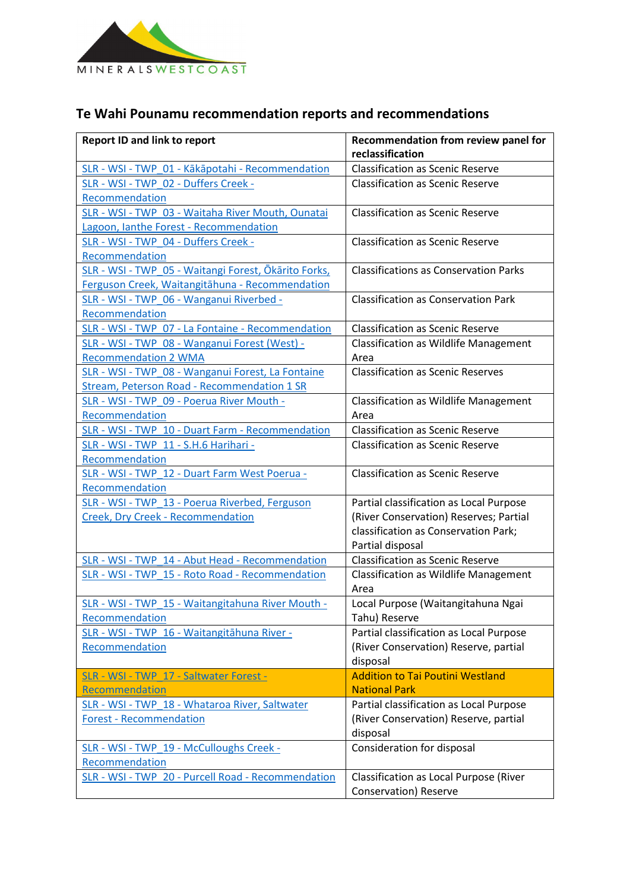MINERALS WEST COAST

## Te Wahi Pounamu recommendation reports and recommendations

| Report ID and link to report | Recommendation from review panel for reclassification |
|---|---|
| SLR - WSI - TWP_01 - Kākāpotahi - Recommendation | Classification as Scenic Reserve |
| SLR - WSI - TWP_02 - Duffers Creek - Recommendation | Classification as Scenic Reserve |
| SLR - WSI - TWP_03 - Waitaha River Mouth, Ounatai Lagoon, Ianthe Forest - Recommendation | Classification as Scenic Reserve |
| SLR - WSI - TWP_04 - Duffers Creek - Recommendation | Classification as Scenic Reserve |
| SLR - WSI - TWP_05 - Waitangi Forest, Ōkārito Forks, Ferguson Creek, Waitangitāhuna - Recommendation | Classifications as Conservation Parks |
| SLR - WSI - TWP_06 - Wanganui Riverbed - Recommendation | Classification as Conservation Park |
| SLR - WSI - TWP_07 - La Fontaine - Recommendation | Classification as Scenic Reserve |
| SLR - WSI - TWP_08 - Wanganui Forest (West) - Recommendation 2 WMA | Classification as Wildlife Management Area |
| SLR - WSI - TWP_08 - Wanganui Forest, La Fontaine Stream, Peterson Road - Recommendation 1 SR | Classification as Scenic Reserves |
| SLR - WSI - TWP_09 - Poerua River Mouth - Recommendation | Classification as Wildlife Management Area |
| SLR - WSI - TWP_10 - Duart Farm - Recommendation | Classification as Scenic Reserve |
| SLR - WSI - TWP_11 - S.H.6 Harihari - Recommendation | Classification as Scenic Reserve |
| SLR - WSI - TWP_12 - Duart Farm West Poerua - Recommendation | Classification as Scenic Reserve |
| SLR - WSI - TWP_13 - Poerua Riverbed, Ferguson Creek, Dry Creek - Recommendation | Partial classification as Local Purpose (River Conservation) Reserves; Partial classification as Conservation Park; Partial disposal |
| SLR - WSI - TWP_14 - Abut Head - Recommendation | Classification as Scenic Reserve |
| SLR - WSI - TWP_15 - Roto Road - Recommendation | Classification as Wildlife Management Area |
| SLR - WSI - TWP_15 - Waitangitahuna River Mouth - Recommendation | Local Purpose (Waitangitahuna Ngai Tahu) Reserve |
| SLR - WSI - TWP_16 - Waitangitāhuna River - Recommendation | Partial classification as Local Purpose (River Conservation) Reserve, partial disposal |
| SLR - WSI - TWP_17 - Saltwater Forest - Recommendation | Addition to Tai Poutini Westland National Park |
| SLR - WSI - TWP_18 - Whataroa River, Saltwater Forest - Recommendation | Partial classification as Local Purpose (River Conservation) Reserve, partial disposal |
| SLR - WSI - TWP_19 - McCulloughs Creek - Recommendation | Consideration for disposal |
| SLR - WSI - TWP_20 - Purcell Road - Recommendation | Classification as Local Purpose (River Conservation) Reserve |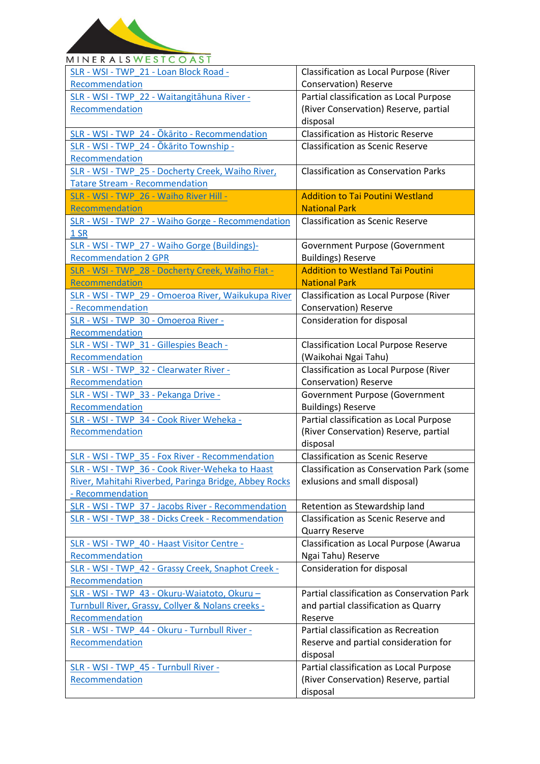| | |
|---|---|
| SLR - WSI - TWP_21 - Loan Block Road - Recommendation | Classification as Local Purpose (River Conservation) Reserve |
| SLR - WSI - TWP_22 - Waitangitāhuna River - Recommendation | Partial classification as Local Purpose (River Conservation) Reserve, partial disposal |
| SLR - WSI - TWP_24 - Ōkārito - Recommendation | Classification as Historic Reserve |
| SLR - WSI - TWP_24 - Ōkārito Township - Recommendation | Classification as Scenic Reserve |
| SLR - WSI - TWP_25 - Docherty Creek, Waiho River, Tatare Stream - Recommendation | Classification as Conservation Parks |
| SLR - WSI - TWP_26 - Waiho River Hill - Recommendation | Addition to Tai Poutini Westland National Park |
| SLR - WSI - TWP_27 - Waiho Gorge - Recommendation 1 SR | Classification as Scenic Reserve |
| SLR - WSI - TWP_27 - Waiho Gorge (Buildings)- Recommendation 2 GPR | Government Purpose (Government Buildings) Reserve |
| SLR - WSI - TWP_28 - Docherty Creek, Waiho Flat - Recommendation | Addition to Westland Tai Poutini National Park |
| SLR - WSI - TWP_29 - Omoeroa River, Waikukupa River - Recommendation | Classification as Local Purpose (River Conservation) Reserve |
| SLR - WSI - TWP_30 - Omoeroa River - Recommendation | Consideration for disposal |
| SLR - WSI - TWP_31 - Gillespies Beach - Recommendation | Classification Local Purpose Reserve (Waikohai Ngai Tahu) |
| SLR - WSI - TWP_32 - Clearwater River - Recommendation | Classification as Local Purpose (River Conservation) Reserve |
| SLR - WSI - TWP_33 - Pekanga Drive - Recommendation | Government Purpose (Government Buildings) Reserve |
| SLR - WSI - TWP_34 - Cook River Weheka - Recommendation | Partial classification as Local Purpose (River Conservation) Reserve, partial disposal |
| SLR - WSI - TWP_35 - Fox River - Recommendation | Classification as Scenic Reserve |
| SLR - WSI - TWP_36 - Cook River-Weheka to Haast River, Mahitahi Riverbed, Paringa Bridge, Abbey Rocks - Recommendation | Classification as Conservation Park (some exlusions and small disposal) |
| SLR - WSI - TWP_37 - Jacobs River - Recommendation | Retention as Stewardship land |
| SLR - WSI - TWP_38 - Dicks Creek - Recommendation | Classification as Scenic Reserve and Quarry Reserve |
| SLR - WSI - TWP_40 - Haast Visitor Centre - Recommendation | Classification as Local Purpose (Awarua Ngai Tahu) Reserve |
| SLR - WSI - TWP_42 - Grassy Creek, Snaphot Creek - Recommendation | Consideration for disposal |
| SLR - WSI - TWP_43 - Okuru-Waiatoto, Okuru – Turnbull River, Grassy, Collyer & Nolans creeks - Recommendation | Partial classification as Conservation Park and partial classification as Quarry Reserve |
| SLR - WSI - TWP_44 - Okuru - Turnbull River - Recommendation | Partial classification as Recreation Reserve and partial consideration for disposal |
| SLR - WSI - TWP_45 - Turnbull River - Recommendation | Partial classification as Local Purpose (River Conservation) Reserve, partial disposal |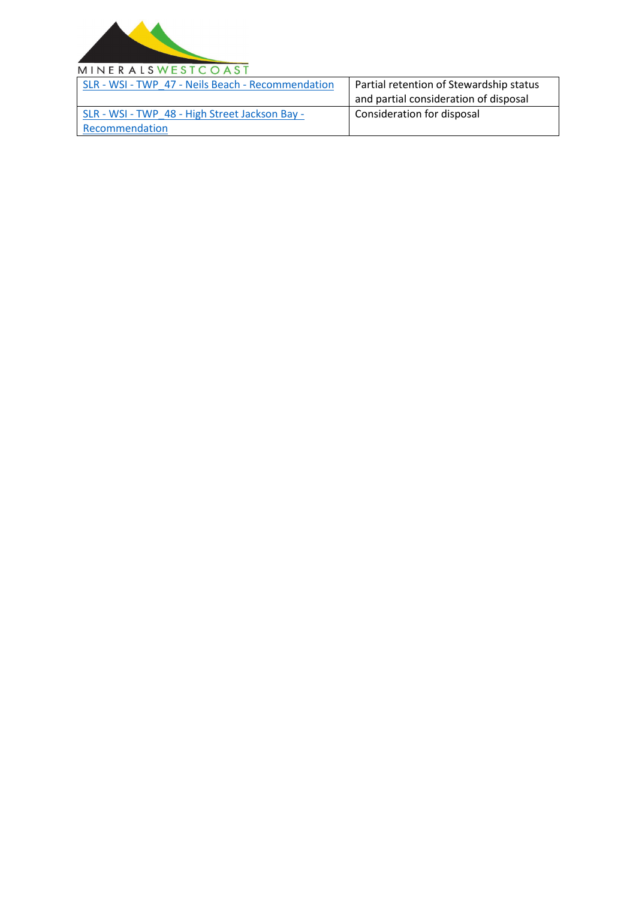| | |
|---|---|
| SLR - WSI - TWP_47 - Neils Beach - Recommendation | Partial retention of Stewardship status and partial consideration of disposal |
| SLR - WSI - TWP_48 - High Street Jackson Bay - Recommendation | Consideration for disposal |